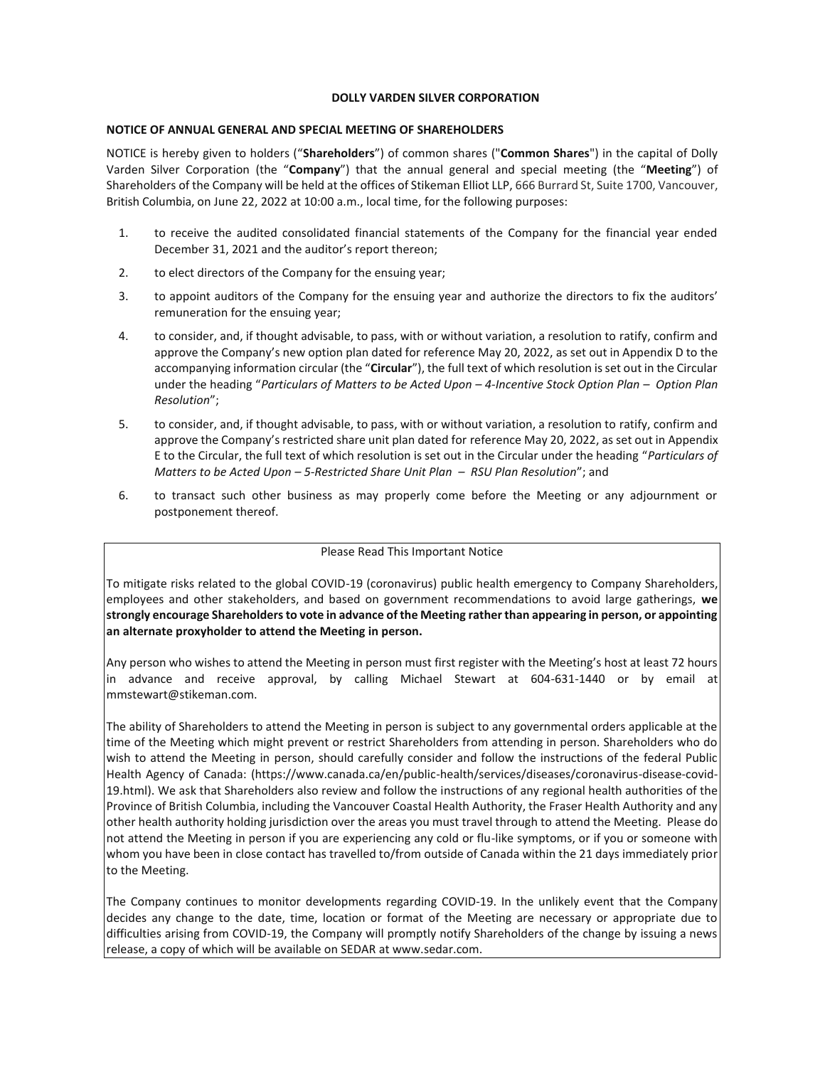# DOLLY VARDEN SILVER CORPORATION

## NOTICE OF ANNUAL GENERAL AND SPECIAL MEETING OF SHAREHOLDERS

NOTICE is hereby given to holders ("**Shareholders**") of common shares ("**Common Shares**") in the capital of Dolly Varden Silver Corporation (the "**Company**") that the annual general and special meeting (the "**Meeting**") of Shareholders of the Company will be held at the offices of Stikeman Elliot LLP, 666 Burrard St, Suite 1700, Vancouver, British Columbia, on June 22, 2022 at 10:00 a.m., local time, for the following purposes:

1. to receive the audited consolidated financial statements of the Company for the financial year ended December 31, 2021 and the auditor's report thereon;
2. to elect directors of the Company for the ensuing year;
3. to appoint auditors of the Company for the ensuing year and authorize the directors to fix the auditors' remuneration for the ensuing year;
4. to consider, and, if thought advisable, to pass, with or without variation, a resolution to ratify, confirm and approve the Company's new option plan dated for reference May 20, 2022, as set out in Appendix D to the accompanying information circular (the "**Circular**"), the full text of which resolution is set out in the Circular under the heading "*Particulars of Matters to be Acted Upon – 4-Incentive Stock Option Plan – Option Plan Resolution*";
5. to consider, and, if thought advisable, to pass, with or without variation, a resolution to ratify, confirm and approve the Company's restricted share unit plan dated for reference May 20, 2022, as set out in Appendix E to the Circular, the full text of which resolution is set out in the Circular under the heading "*Particulars of Matters to be Acted Upon – 5-Restricted Share Unit Plan – RSU Plan Resolution*"; and
6. to transact such other business as may properly come before the Meeting or any adjournment or postponement thereof.

Please Read This Important Notice

To mitigate risks related to the global COVID-19 (coronavirus) public health emergency to Company Shareholders, employees and other stakeholders, and based on government recommendations to avoid large gatherings, **we strongly encourage Shareholders to vote in advance of the Meeting rather than appearing in person, or appointing an alternate proxyholder to attend the Meeting in person.**

Any person who wishes to attend the Meeting in person must first register with the Meeting's host at least 72 hours in advance and receive approval, by calling Michael Stewart at 604-631-1440 or by email at mmstewart@stikeman.com.

The ability of Shareholders to attend the Meeting in person is subject to any governmental orders applicable at the time of the Meeting which might prevent or restrict Shareholders from attending in person. Shareholders who do wish to attend the Meeting in person, should carefully consider and follow the instructions of the federal Public Health Agency of Canada: (https://www.canada.ca/en/public-health/services/diseases/coronavirus-disease-covid-19.html). We ask that Shareholders also review and follow the instructions of any regional health authorities of the Province of British Columbia, including the Vancouver Coastal Health Authority, the Fraser Health Authority and any other health authority holding jurisdiction over the areas you must travel through to attend the Meeting. Please do not attend the Meeting in person if you are experiencing any cold or flu-like symptoms, or if you or someone with whom you have been in close contact has travelled to/from outside of Canada within the 21 days immediately prior to the Meeting.

The Company continues to monitor developments regarding COVID-19. In the unlikely event that the Company decides any change to the date, time, location or format of the Meeting are necessary or appropriate due to difficulties arising from COVID-19, the Company will promptly notify Shareholders of the change by issuing a news release, a copy of which will be available on SEDAR at www.sedar.com.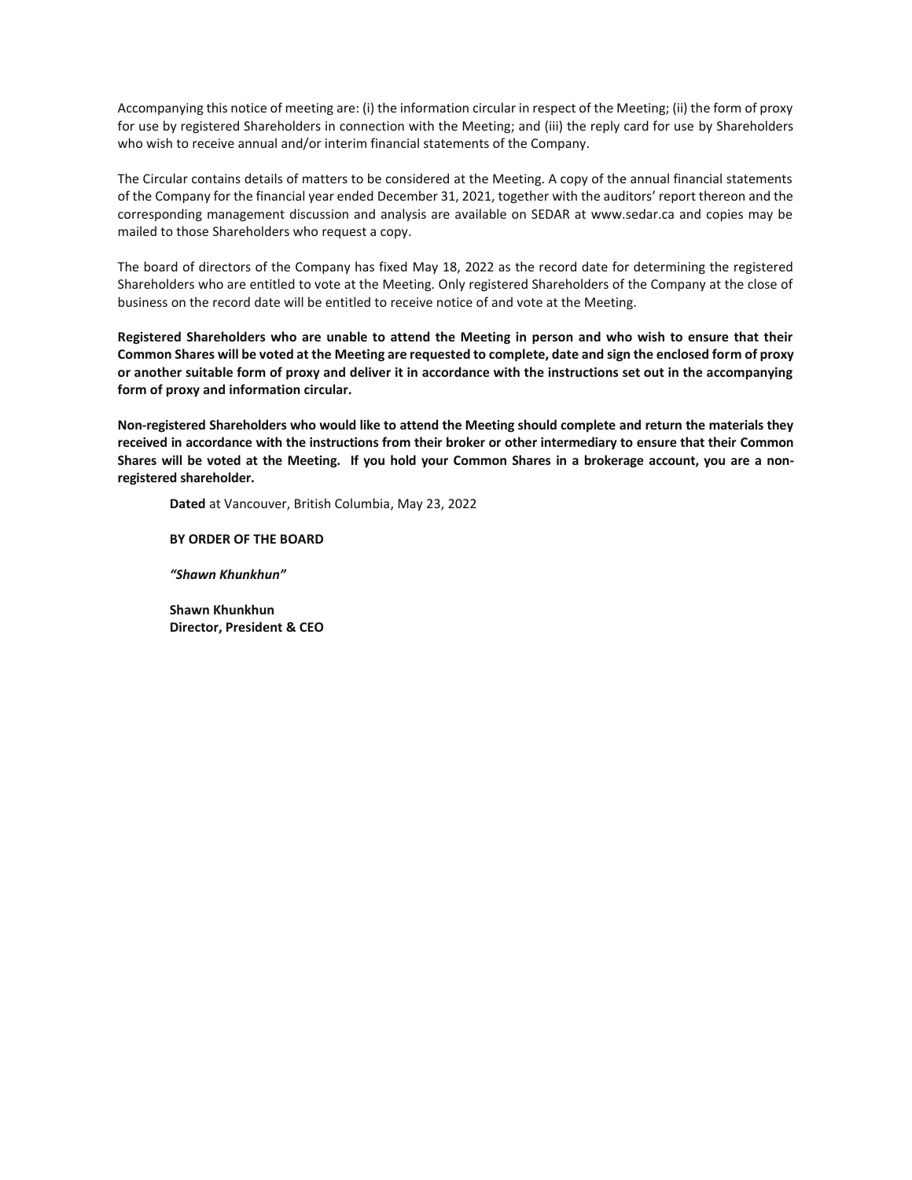Accompanying this notice of meeting are: (i) the information circular in respect of the Meeting; (ii) the form of proxy for use by registered Shareholders in connection with the Meeting; and (iii) the reply card for use by Shareholders who wish to receive annual and/or interim financial statements of the Company.

The Circular contains details of matters to be considered at the Meeting. A copy of the annual financial statements of the Company for the financial year ended December 31, 2021, together with the auditors' report thereon and the corresponding management discussion and analysis are available on SEDAR at www.sedar.ca and copies may be mailed to those Shareholders who request a copy.

The board of directors of the Company has fixed May 18, 2022 as the record date for determining the registered Shareholders who are entitled to vote at the Meeting. Only registered Shareholders of the Company at the close of business on the record date will be entitled to receive notice of and vote at the Meeting.

**Registered Shareholders who are unable to attend the Meeting in person and who wish to ensure that their Common Shares will be voted at the Meeting are requested to complete, date and sign the enclosed form of proxy or another suitable form of proxy and deliver it in accordance with the instructions set out in the accompanying form of proxy and information circular.**

**Non-registered Shareholders who would like to attend the Meeting should complete and return the materials they received in accordance with the instructions from their broker or other intermediary to ensure that their Common Shares will be voted at the Meeting. If you hold your Common Shares in a brokerage account, you are a non-registered shareholder.**

**Dated** at Vancouver, British Columbia, May 23, 2022

**BY ORDER OF THE BOARD**

***"Shawn Khunkhun"***

**Shawn Khunkhun**
**Director, President & CEO**